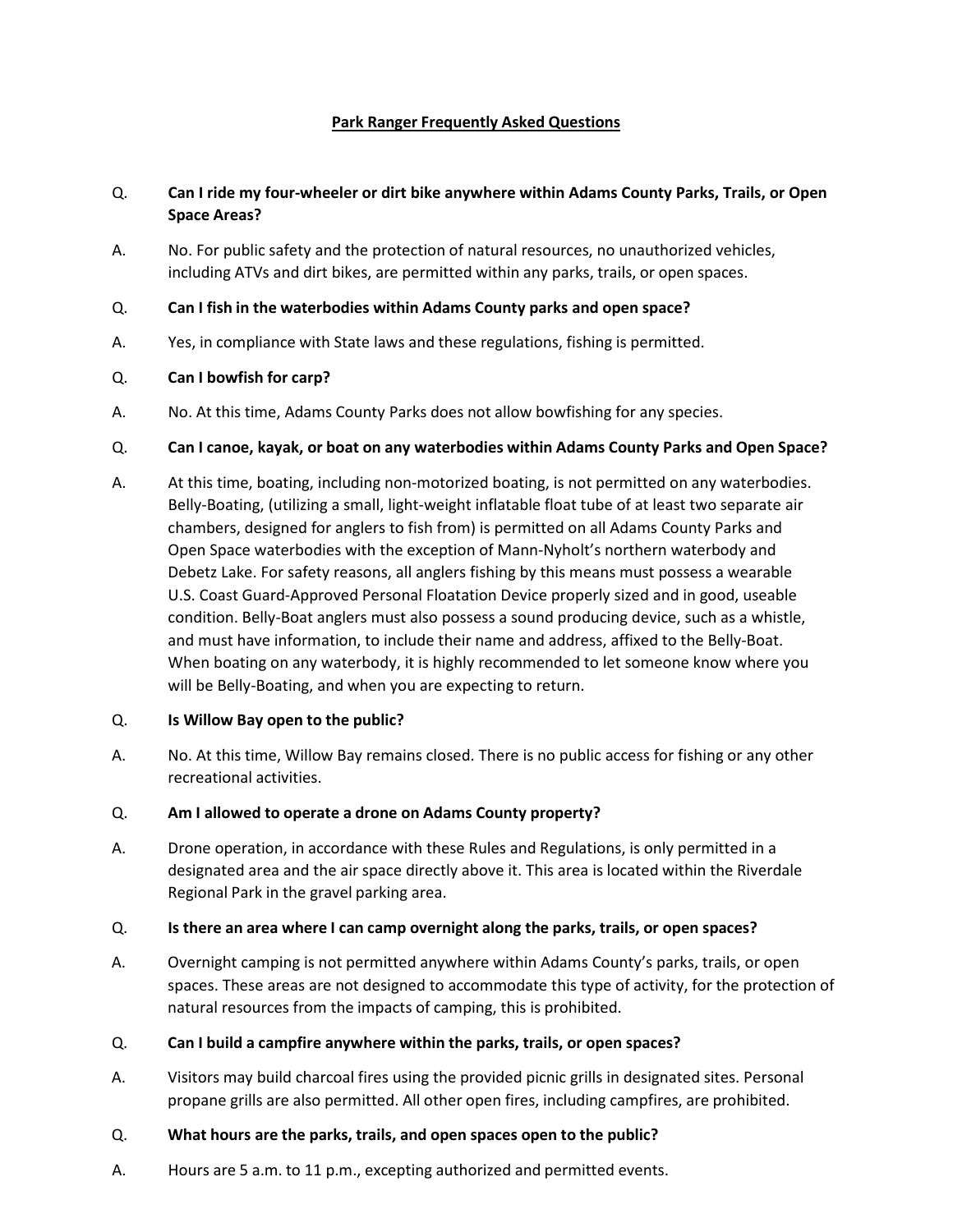# Park Ranger Frequently Asked Questions

Q. **Can I ride my four-wheeler or dirt bike anywhere within Adams County Parks, Trails, or Open Space Areas?**

A. No. For public safety and the protection of natural resources, no unauthorized vehicles, including ATVs and dirt bikes, are permitted within any parks, trails, or open spaces.

Q. **Can I fish in the waterbodies within Adams County parks and open space?**

A. Yes, in compliance with State laws and these regulations, fishing is permitted.

Q. **Can I bowfish for carp?**

A. No. At this time, Adams County Parks does not allow bowfishing for any species.

Q. **Can I canoe, kayak, or boat on any waterbodies within Adams County Parks and Open Space?**

A. At this time, boating, including non-motorized boating, is not permitted on any waterbodies. Belly-Boating, (utilizing a small, light-weight inflatable float tube of at least two separate air chambers, designed for anglers to fish from) is permitted on all Adams County Parks and Open Space waterbodies with the exception of Mann-Nyholt's northern waterbody and Debetz Lake. For safety reasons, all anglers fishing by this means must possess a wearable U.S. Coast Guard-Approved Personal Floatation Device properly sized and in good, useable condition. Belly-Boat anglers must also possess a sound producing device, such as a whistle, and must have information, to include their name and address, affixed to the Belly-Boat. When boating on any waterbody, it is highly recommended to let someone know where you will be Belly-Boating, and when you are expecting to return.

Q. **Is Willow Bay open to the public?**

A. No. At this time, Willow Bay remains closed. There is no public access for fishing or any other recreational activities.

Q. **Am I allowed to operate a drone on Adams County property?**

A. Drone operation, in accordance with these Rules and Regulations, is only permitted in a designated area and the air space directly above it. This area is located within the Riverdale Regional Park in the gravel parking area.

Q. **Is there an area where I can camp overnight along the parks, trails, or open spaces?**

A. Overnight camping is not permitted anywhere within Adams County's parks, trails, or open spaces. These areas are not designed to accommodate this type of activity, for the protection of natural resources from the impacts of camping, this is prohibited.

Q. **Can I build a campfire anywhere within the parks, trails, or open spaces?**

A. Visitors may build charcoal fires using the provided picnic grills in designated sites. Personal propane grills are also permitted. All other open fires, including campfires, are prohibited.

Q. **What hours are the parks, trails, and open spaces open to the public?**

A. Hours are 5 a.m. to 11 p.m., excepting authorized and permitted events.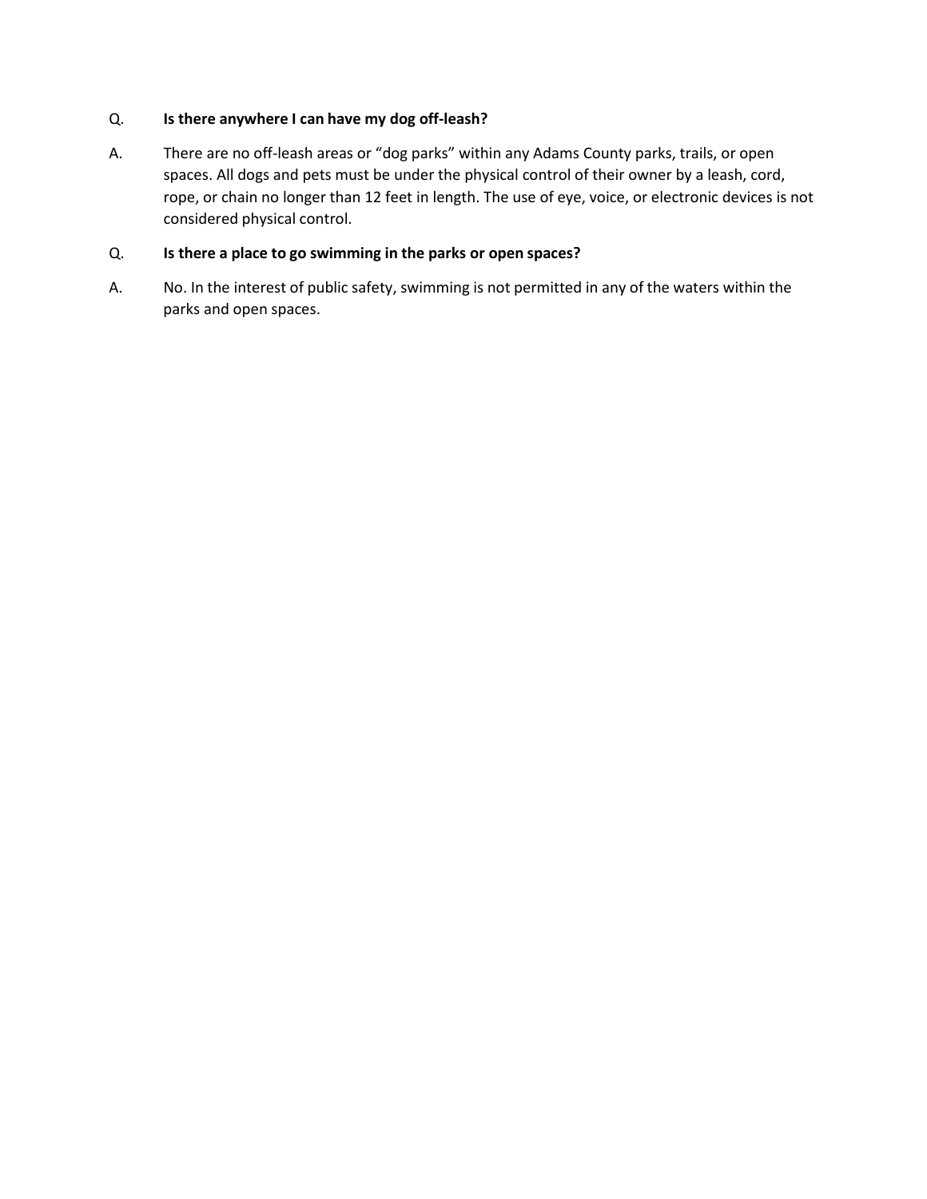Q. **Is there anywhere I can have my dog off-leash?**

A. There are no off-leash areas or "dog parks" within any Adams County parks, trails, or open spaces. All dogs and pets must be under the physical control of their owner by a leash, cord, rope, or chain no longer than 12 feet in length. The use of eye, voice, or electronic devices is not considered physical control.

Q. **Is there a place to go swimming in the parks or open spaces?**

A. No. In the interest of public safety, swimming is not permitted in any of the waters within the parks and open spaces.